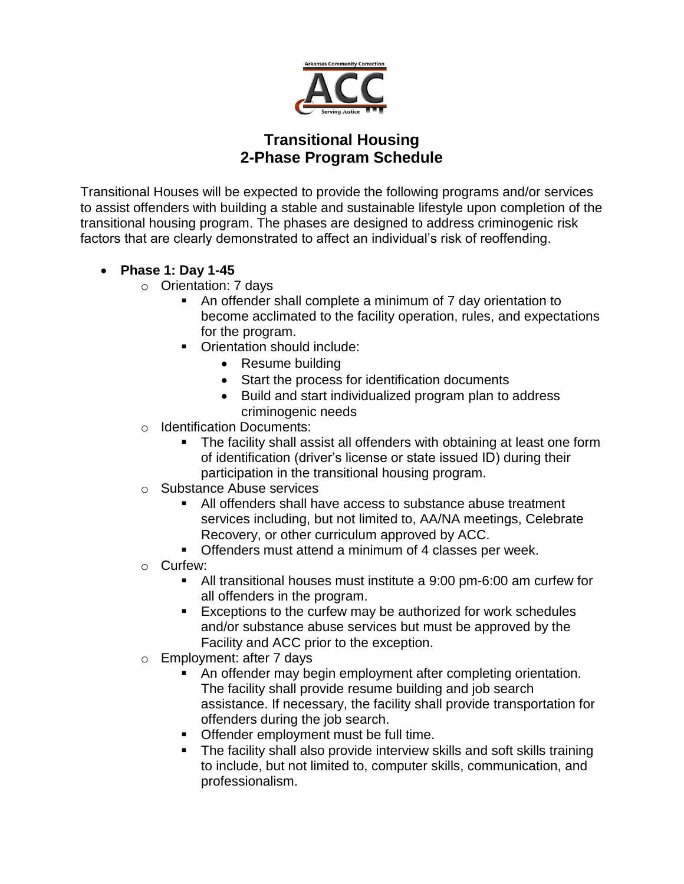# Transitional Housing
# 2-Phase Program Schedule

Transitional Houses will be expected to provide the following programs and/or services to assist offenders with building a stable and sustainable lifestyle upon completion of the transitional housing program. The phases are designed to address criminogenic risk factors that are clearly demonstrated to affect an individual's risk of reoffending.

- **Phase 1: Day 1-45**
  - Orientation: 7 days
    - An offender shall complete a minimum of 7 day orientation to become acclimated to the facility operation, rules, and expectations for the program.
    - Orientation should include:
      - Resume building
      - Start the process for identification documents
      - Build and start individualized program plan to address criminogenic needs
  - Identification Documents:
    - The facility shall assist all offenders with obtaining at least one form of identification (driver's license or state issued ID) during their participation in the transitional housing program.
  - Substance Abuse services
    - All offenders shall have access to substance abuse treatment services including, but not limited to, AA/NA meetings, Celebrate Recovery, or other curriculum approved by ACC.
    - Offenders must attend a minimum of 4 classes per week.
  - Curfew:
    - All transitional houses must institute a 9:00 pm-6:00 am curfew for all offenders in the program.
    - Exceptions to the curfew may be authorized for work schedules and/or substance abuse services but must be approved by the Facility and ACC prior to the exception.
  - Employment: after 7 days
    - An offender may begin employment after completing orientation. The facility shall provide resume building and job search assistance. If necessary, the facility shall provide transportation for offenders during the job search.
    - Offender employment must be full time.
    - The facility shall also provide interview skills and soft skills training to include, but not limited to, computer skills, communication, and professionalism.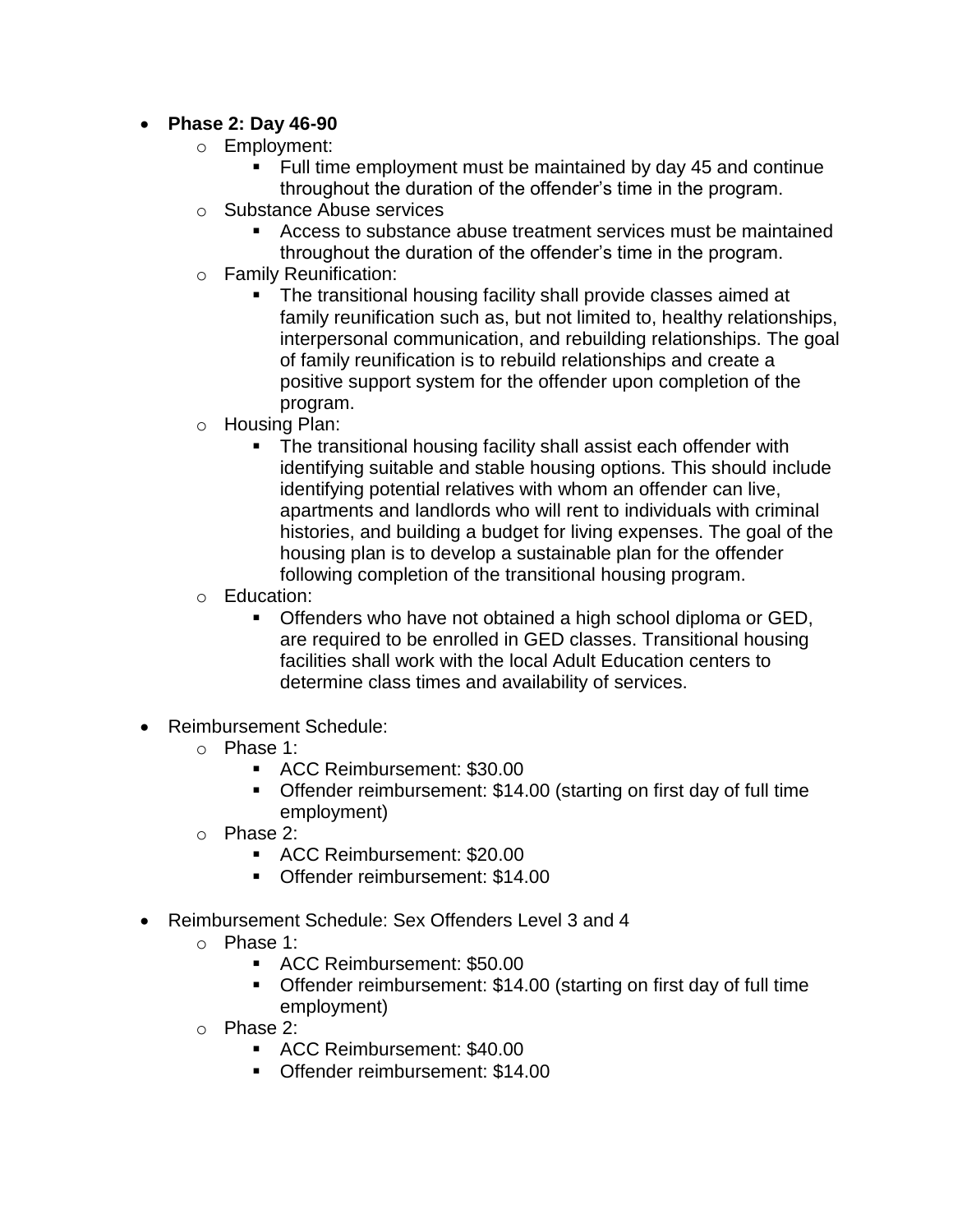- **Phase 2: Day 46-90**
  - Employment:
    - Full time employment must be maintained by day 45 and continue throughout the duration of the offender's time in the program.
  - Substance Abuse services
    - Access to substance abuse treatment services must be maintained throughout the duration of the offender's time in the program.
  - Family Reunification:
    - The transitional housing facility shall provide classes aimed at family reunification such as, but not limited to, healthy relationships, interpersonal communication, and rebuilding relationships. The goal of family reunification is to rebuild relationships and create a positive support system for the offender upon completion of the program.
  - Housing Plan:
    - The transitional housing facility shall assist each offender with identifying suitable and stable housing options. This should include identifying potential relatives with whom an offender can live, apartments and landlords who will rent to individuals with criminal histories, and building a budget for living expenses. The goal of the housing plan is to develop a sustainable plan for the offender following completion of the transitional housing program.
  - Education:
    - Offenders who have not obtained a high school diploma or GED, are required to be enrolled in GED classes. Transitional housing facilities shall work with the local Adult Education centers to determine class times and availability of services.

- Reimbursement Schedule:
  - Phase 1:
    - ACC Reimbursement: $30.00
    - Offender reimbursement: $14.00 (starting on first day of full time employment)
  - Phase 2:
    - ACC Reimbursement: $20.00
    - Offender reimbursement: $14.00

- Reimbursement Schedule: Sex Offenders Level 3 and 4
  - Phase 1:
    - ACC Reimbursement: $50.00
    - Offender reimbursement: $14.00 (starting on first day of full time employment)
  - Phase 2:
    - ACC Reimbursement: $40.00
    - Offender reimbursement: $14.00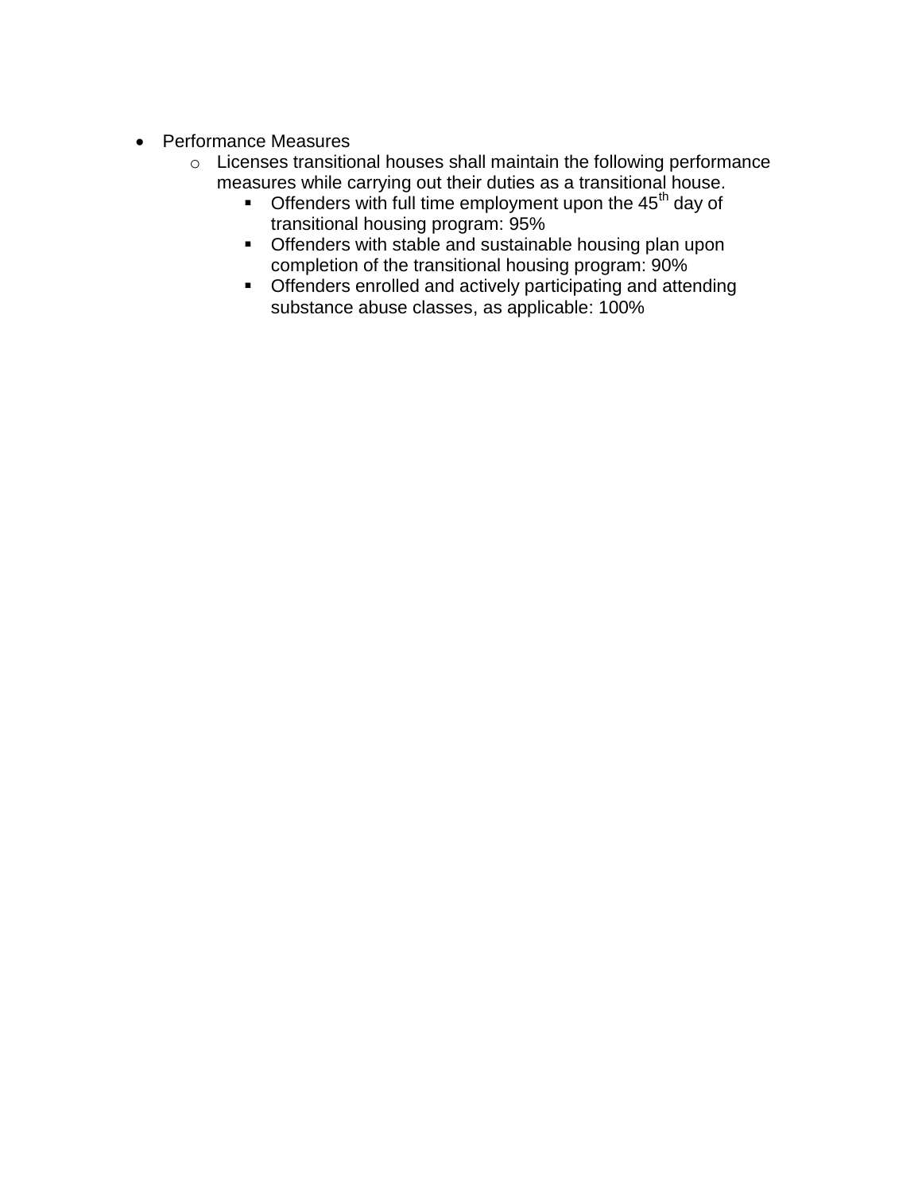- Performance Measures
  - Licenses transitional houses shall maintain the following performance measures while carrying out their duties as a transitional house.
    - Offenders with full time employment upon the 45th day of transitional housing program: 95%
    - Offenders with stable and sustainable housing plan upon completion of the transitional housing program: 90%
    - Offenders enrolled and actively participating and attending substance abuse classes, as applicable: 100%